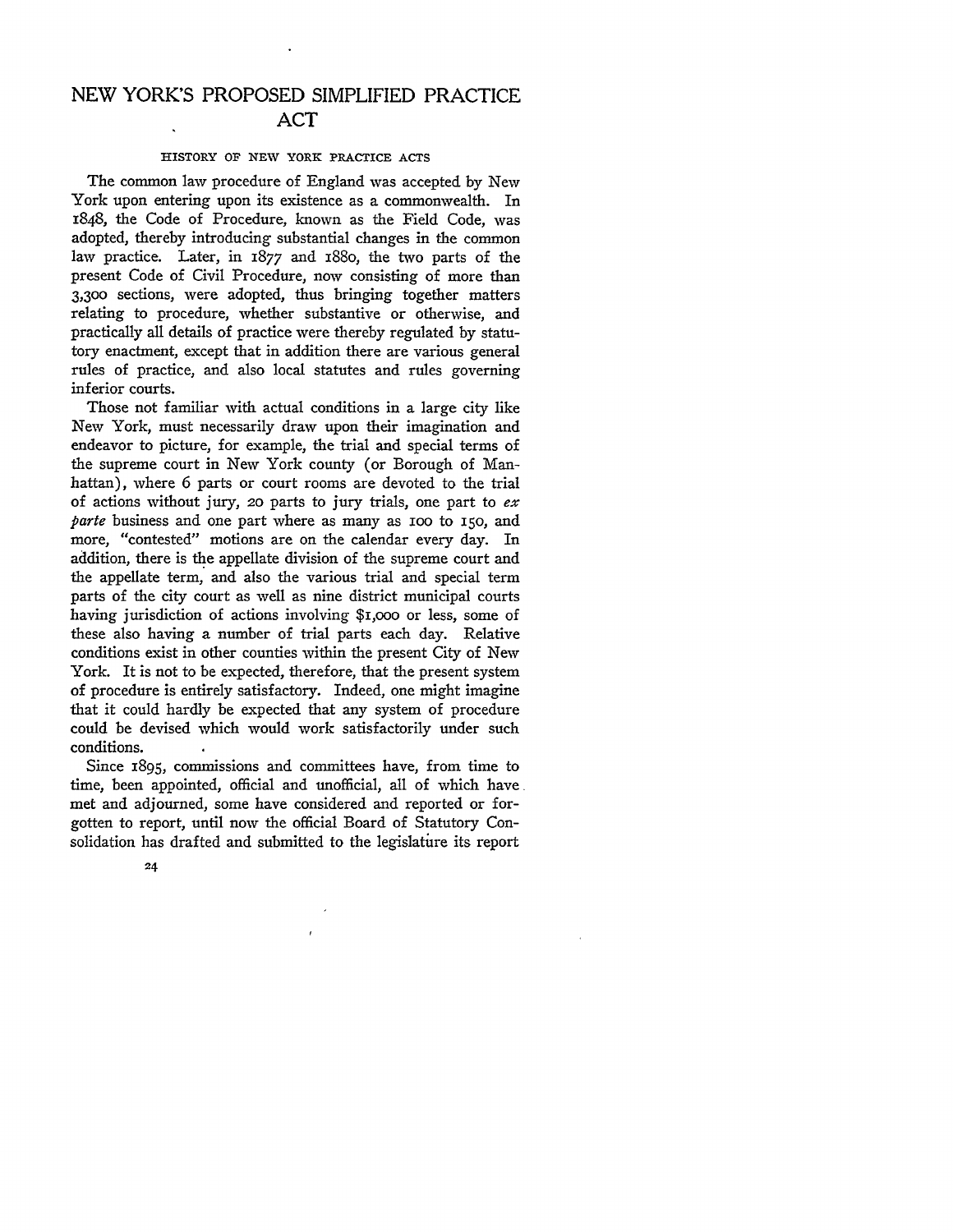# NEW YORK'S PROPOSED SIMPLIFIED PRACTICE ACT

## HISTORY OF NEW YORK PRACTICE ACTS

The common law procedure of England was accepted by New York upon entering upon its existence as a commonwealth. In 1848, the Code of Procedure, known as the Field Code, was adopted, thereby introducing substantial changes in the common law practice. Later, in 1877 and 1880, the two parts of the present Code of Civil Procedure, now consisting of more than 3,300 sections, were adopted, thus bringing together matters relating to procedure, whether substantive or otherwise, and practically all details of practice were thereby regulated by statutory enactment, except that in addition there are various general rules of practice, and also local statutes and rules governing inferior courts.

Those not familiar with actual conditions in a large city like New York, must necessarily draw upon their imagination and endeavor to picture, for example, the trial and special terms of the supreme court in New York county (or Borough of Manhattan), where 6 parts or court rooms are devoted to the trial of actions without jury, 20 parts to jury trials, one part to *ex parte* business and one part where as many as 100 to 150, and more, "contested" motions are on the calendar every day. In addition, there is the appellate division of the supreme court and the appellate term, and also the various trial and special term parts of the city court as well as nine district municipal courts having jurisdiction of actions involving $1,000 or less, some of these also having a number of trial parts each day. Relative conditions exist in other counties within the present City of New York. It is not to be expected, therefore, that the present system of procedure is entirely satisfactory. Indeed, one might imagine that it could hardly be expected that any system of procedure could be devised which would work satisfactorily under such conditions.

Since 1895, commissions and committees have, from time to time, been appointed, official and unofficial, all of which have met and adjourned, some have considered and reported or forgotten to report, until now the official Board of Statutory Consolidation has drafted and submitted to the legislature its report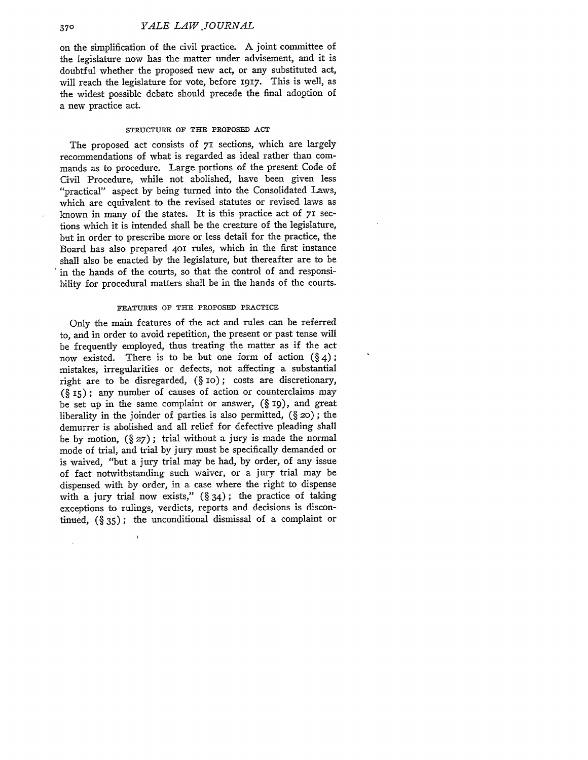on the simplification of the civil practice. A joint committee of the legislature now has the matter under advisement, and it is doubtful whether the proposed new act, or any substituted act, will reach the legislature for vote, before 1917. This is well, as the widest possible debate should precede the final adoption of a new practice act.

### STRUCTURE OF THE PROPOSED ACT

The proposed act consists of 71 sections, which are largely recommendations of what is regarded as ideal rather than commands as to procedure. Large portions of the present Code of Civil Procedure, while not abolished, have been given less "practical" aspect by being turned into the Consolidated Laws, which are equivalent to the revised statutes or revised laws as known in many of the states. It is this practice act of 71 sections which it is intended shall be the creature of the legislature, but in order to prescribe more or less detail for the practice, the Board has also prepared 401 rules, which in the first instance shall also be enacted by the legislature, but thereafter are to be in the hands of the courts, so that the control of and responsibility for procedural matters shall be in the hands of the courts.

### FEATURES OF THE PROPOSED PRACTICE

Only the main features of the act and rules can be referred to, and in order to avoid repetition, the present or past tense will be frequently employed, thus treating the matter as if the act now existed. There is to be but one form of action (§ 4); mistakes, irregularities or defects, not affecting a substantial right are to be disregarded, (§ 10); costs are discretionary, (§ 15); any number of causes of action or counterclaims may be set up in the same complaint or answer, (§ 19), and great liberality in the joinder of parties is also permitted, (§ 20); the demurrer is abolished and all relief for defective pleading shall be by motion, (§ 27); trial without a jury is made the normal mode of trial, and trial by jury must be specifically demanded or is waived, "but a jury trial may be had, by order, of any issue of fact notwithstanding such waiver, or a jury trial may be dispensed with by order, in a case where the right to dispense with a jury trial now exists," (§ 34); the practice of taking exceptions to rulings, verdicts, reports and decisions is discontinued, (§ 35); the unconditional dismissal of a complaint or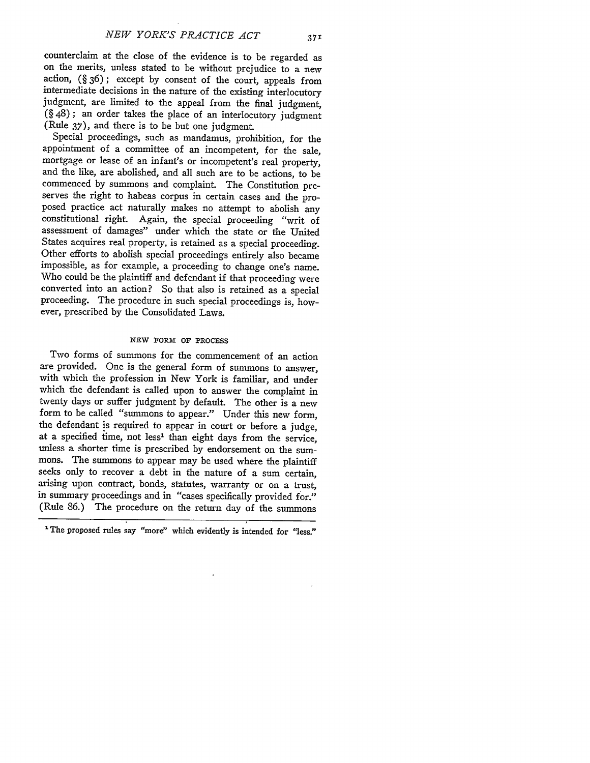counterclaim at the close of the evidence is to be regarded as on the merits, unless stated to be without prejudice to a new action, (§ 36); except by consent of the court, appeals from intermediate decisions in the nature of the existing interlocutory judgment, are limited to the appeal from the final judgment, (§ 48); an order takes the place of an interlocutory judgment (Rule 37), and there is to be but one judgment.

Special proceedings, such as mandamus, prohibition, for the appointment of a committee of an incompetent, for the sale, mortgage or lease of an infant's or incompetent's real property, and the like, are abolished, and all such are to be actions, to be commenced by summons and complaint. The Constitution preserves the right to habeas corpus in certain cases and the proposed practice act naturally makes no attempt to abolish any constitutional right. Again, the special proceeding "writ of assessment of damages" under which the state or the United States acquires real property, is retained as a special proceeding. Other efforts to abolish special proceedings entirely also became impossible, as for example, a proceeding to change one's name. Who could be the plaintiff and defendant if that proceeding were converted into an action? So that also is retained as a special proceeding. The procedure in such special proceedings is, however, prescribed by the Consolidated Laws.

### NEW FORM OF PROCESS

Two forms of summons for the commencement of an action are provided. One is the general form of summons to answer, with which the profession in New York is familiar, and under which the defendant is called upon to answer the complaint in twenty days or suffer judgment by default. The other is a new form to be called "summons to appear." Under this new form, the defendant is required to appear in court or before a judge, at a specified time, not less[1] than eight days from the service, unless a shorter time is prescribed by endorsement on the summons. The summons to appear may be used where the plaintiff seeks only to recover a debt in the nature of a sum certain, arising upon contract, bonds, statutes, warranty or on a trust, in summary proceedings and in "cases specifically provided for." (Rule 86.) The procedure on the return day of the summons

[1] The proposed rules say "more" which evidently is intended for "less."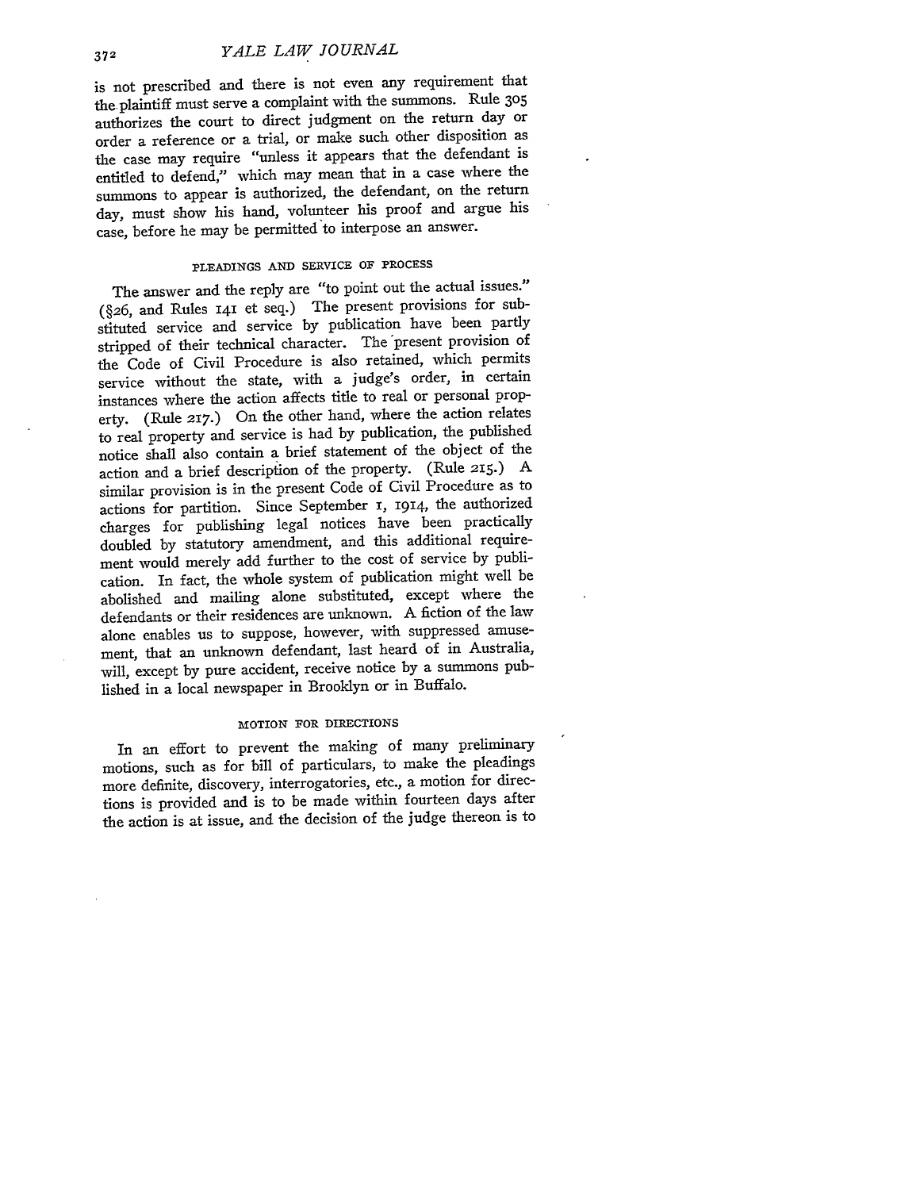is not prescribed and there is not even any requirement that the plaintiff must serve a complaint with the summons. Rule 305 authorizes the court to direct judgment on the return day or order a reference or a trial, or make such other disposition as the case may require "unless it appears that the defendant is entitled to defend," which may mean that in a case where the summons to appear is authorized, the defendant, on the return day, must show his hand, volunteer his proof and argue his case, before he may be permitted to interpose an answer.

### PLEADINGS AND SERVICE OF PROCESS

The answer and the reply are "to point out the actual issues." (§26, and Rules 141 et seq.) The present provisions for substituted service and service by publication have been partly stripped of their technical character. The present provision of the Code of Civil Procedure is also retained, which permits service without the state, with a judge's order, in certain instances where the action affects title to real or personal property. (Rule 217.) On the other hand, where the action relates to real property and service is had by publication, the published notice shall also contain a brief statement of the object of the action and a brief description of the property. (Rule 215.) A similar provision is in the present Code of Civil Procedure as to actions for partition. Since September 1, 1914, the authorized charges for publishing legal notices have been practically doubled by statutory amendment, and this additional requirement would merely add further to the cost of service by publication. In fact, the whole system of publication might well be abolished and mailing alone substituted, except where the defendants or their residences are unknown. A fiction of the law alone enables us to suppose, however, with suppressed amusement, that an unknown defendant, last heard of in Australia, will, except by pure accident, receive notice by a summons published in a local newspaper in Brooklyn or in Buffalo.

### MOTION FOR DIRECTIONS

In an effort to prevent the making of many preliminary motions, such as for bill of particulars, to make the pleadings more definite, discovery, interrogatories, etc., a motion for directions is provided and is to be made within fourteen days after the action is at issue, and the decision of the judge thereon is to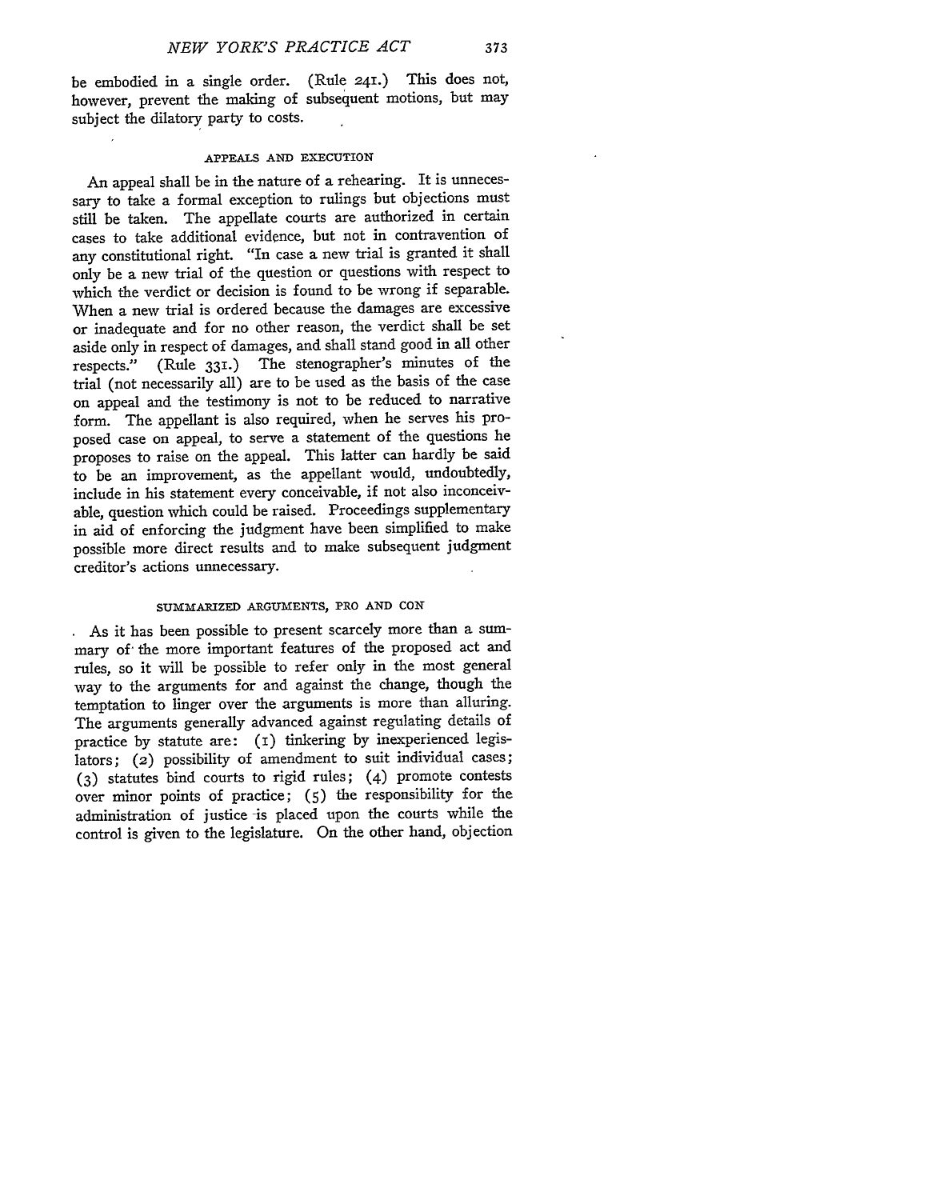be embodied in a single order. (Rule 241.) This does not, however, prevent the making of subsequent motions, but may subject the dilatory party to costs.

### APPEALS AND EXECUTION

An appeal shall be in the nature of a rehearing. It is unnecessary to take a formal exception to rulings but objections must still be taken. The appellate courts are authorized in certain cases to take additional evidence, but not in contravention of any constitutional right. "In case a new trial is granted it shall only be a new trial of the question or questions with respect to which the verdict or decision is found to be wrong if separable. When a new trial is ordered because the damages are excessive or inadequate and for no other reason, the verdict shall be set aside only in respect of damages, and shall stand good in all other respects." (Rule 331.) The stenographer's minutes of the trial (not necessarily all) are to be used as the basis of the case on appeal and the testimony is not to be reduced to narrative form. The appellant is also required, when he serves his proposed case on appeal, to serve a statement of the questions he proposes to raise on the appeal. This latter can hardly be said to be an improvement, as the appellant would, undoubtedly, include in his statement every conceivable, if not also inconceivable, question which could be raised. Proceedings supplementary in aid of enforcing the judgment have been simplified to make possible more direct results and to make subsequent judgment creditor's actions unnecessary.

### SUMMARIZED ARGUMENTS, PRO AND CON

As it has been possible to present scarcely more than a summary of the more important features of the proposed act and rules, so it will be possible to refer only in the most general way to the arguments for and against the change, though the temptation to linger over the arguments is more than alluring. The arguments generally advanced against regulating details of practice by statute are: (1) tinkering by inexperienced legislators; (2) possibility of amendment to suit individual cases; (3) statutes bind courts to rigid rules; (4) promote contests over minor points of practice; (5) the responsibility for the administration of justice is placed upon the courts while the control is given to the legislature. On the other hand, objection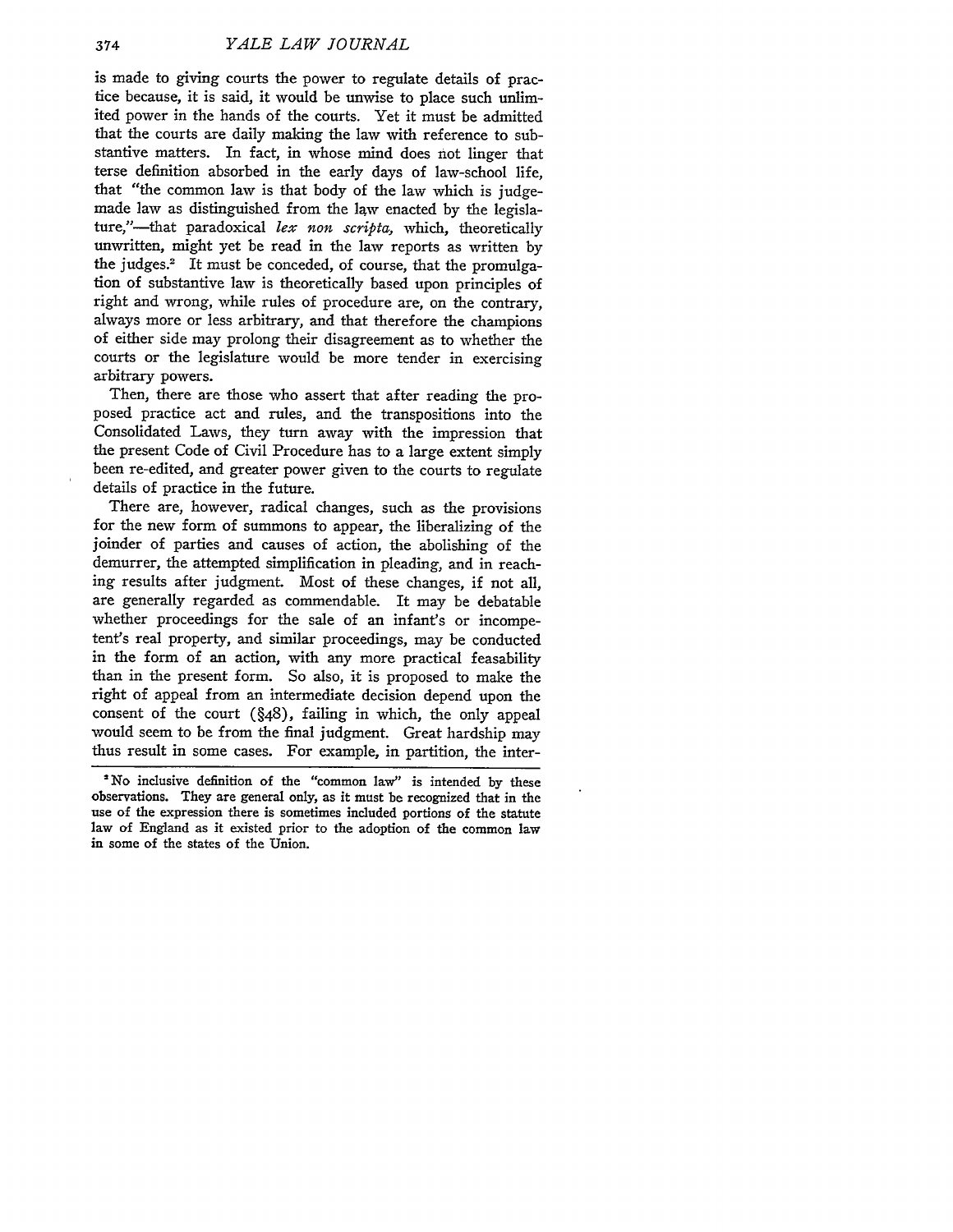is made to giving courts the power to regulate details of practice because, it is said, it would be unwise to place such unlimited power in the hands of the courts. Yet it must be admitted that the courts are daily making the law with reference to substantive matters. In fact, in whose mind does not linger that terse definition absorbed in the early days of law-school life, that "the common law is that body of the law which is judge-made law as distinguished from the law enacted by the legislature,"—that paradoxical *lex non scripta,* which, theoretically unwritten, might yet be read in the law reports as written by the judges.[2] It must be conceded, of course, that the promulgation of substantive law is theoretically based upon principles of right and wrong, while rules of procedure are, on the contrary, always more or less arbitrary, and that therefore the champions of either side may prolong their disagreement as to whether the courts or the legislature would be more tender in exercising arbitrary powers.

Then, there are those who assert that after reading the proposed practice act and rules, and the transpositions into the Consolidated Laws, they turn away with the impression that the present Code of Civil Procedure has to a large extent simply been re-edited, and greater power given to the courts to regulate details of practice in the future.

There are, however, radical changes, such as the provisions for the new form of summons to appear, the liberalizing of the joinder of parties and causes of action, the abolishing of the demurrer, the attempted simplification in pleading, and in reaching results after judgment. Most of these changes, if not all, are generally regarded as commendable. It may be debatable whether proceedings for the sale of an infant's or incompetent's real property, and similar proceedings, may be conducted in the form of an action, with any more practical feasability than in the present form. So also, it is proposed to make the right of appeal from an intermediate decision depend upon the consent of the court (§48), failing in which, the only appeal would seem to be from the final judgment. Great hardship may thus result in some cases. For example, in partition, the inter-

[2] No inclusive definition of the "common law" is intended by these observations. They are general only, as it must be recognized that in the use of the expression there is sometimes included portions of the statute law of England as it existed prior to the adoption of the common law in some of the states of the Union.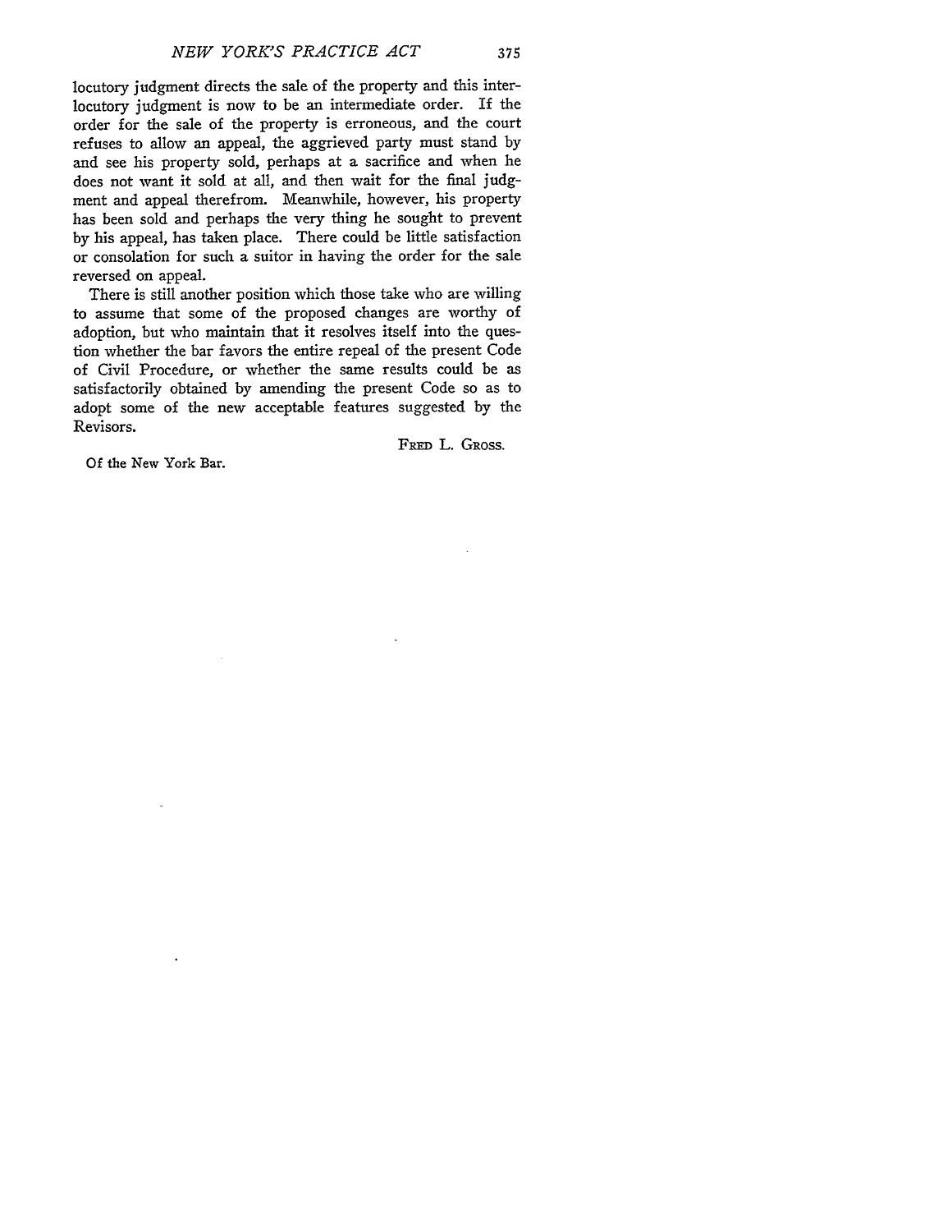locutory judgment directs the sale of the property and this interlocutory judgment is now to be an intermediate order. If the order for the sale of the property is erroneous, and the court refuses to allow an appeal, the aggrieved party must stand by and see his property sold, perhaps at a sacrifice and when he does not want it sold at all, and then wait for the final judgment and appeal therefrom. Meanwhile, however, his property has been sold and perhaps the very thing he sought to prevent by his appeal, has taken place. There could be little satisfaction or consolation for such a suitor in having the order for the sale reversed on appeal.

There is still another position which those take who are willing to assume that some of the proposed changes are worthy of adoption, but who maintain that it resolves itself into the question whether the bar favors the entire repeal of the present Code of Civil Procedure, or whether the same results could be as satisfactorily obtained by amending the present Code so as to adopt some of the new acceptable features suggested by the Revisors.

FRED L. GROSS.

Of the New York Bar.